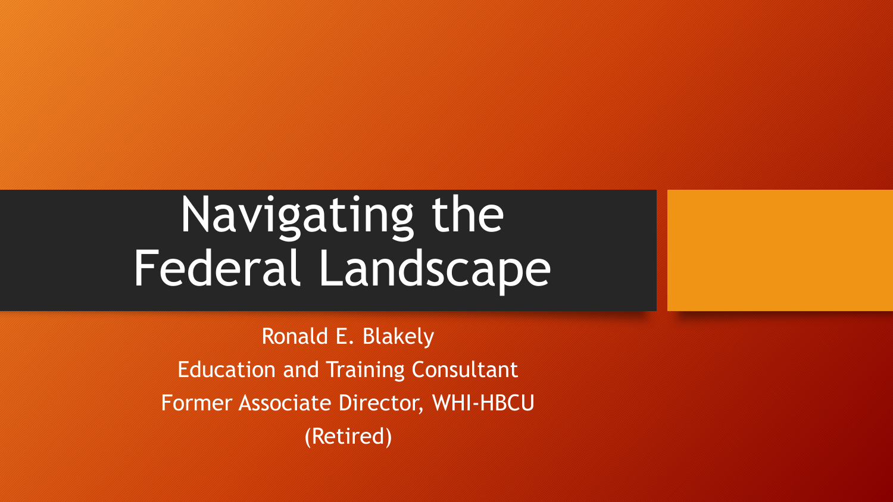# Navigating the Federal Landscape

Ronald E. Blakely

Education and Training Consultant

Former Associate Director, WHI-HBCU

(Retired)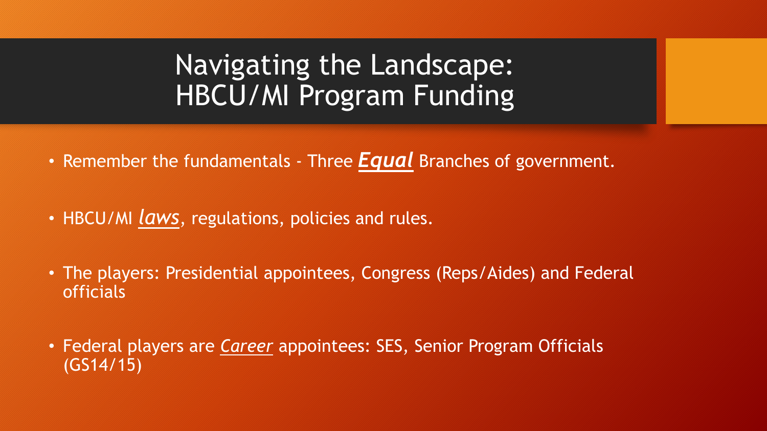# Navigating the Landscape: HBCU/MI Program Funding

- Remember the fundamentals - Three ***Equal*** Branches of government.
- HBCU/MI *laws*, regulations, policies and rules.
- The players: Presidential appointees, Congress (Reps/Aides) and Federal officials
- Federal players are *Career* appointees: SES, Senior Program Officials (GS14/15)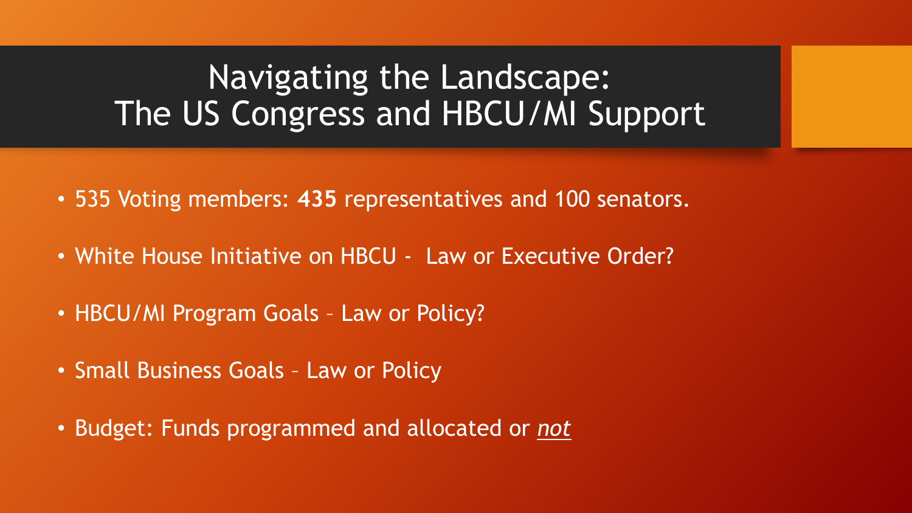# Navigating the Landscape: The US Congress and HBCU/MI Support

- 535 Voting members: **435** representatives and 100 senators.
- White House Initiative on HBCU - Law or Executive Order?
- HBCU/MI Program Goals – Law or Policy?
- Small Business Goals – Law or Policy
- Budget: Funds programmed and allocated or ***not***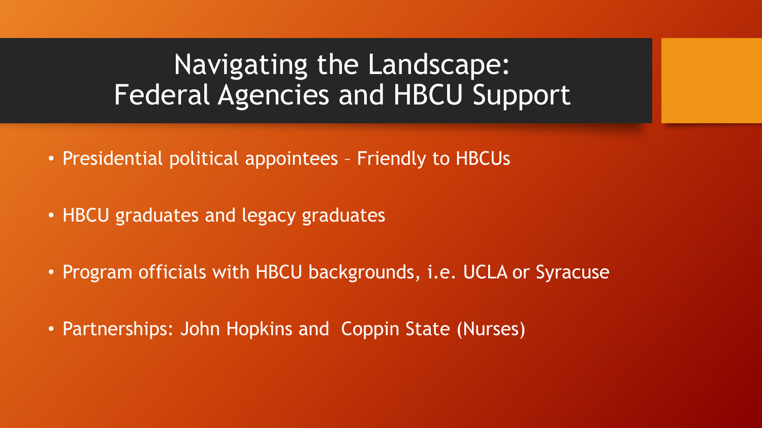# Navigating the Landscape: Federal Agencies and HBCU Support

- Presidential political appointees – Friendly to HBCUs
- HBCU graduates and legacy graduates
- Program officials with HBCU backgrounds, i.e. UCLA or Syracuse
- Partnerships: John Hopkins and  Coppin State (Nurses)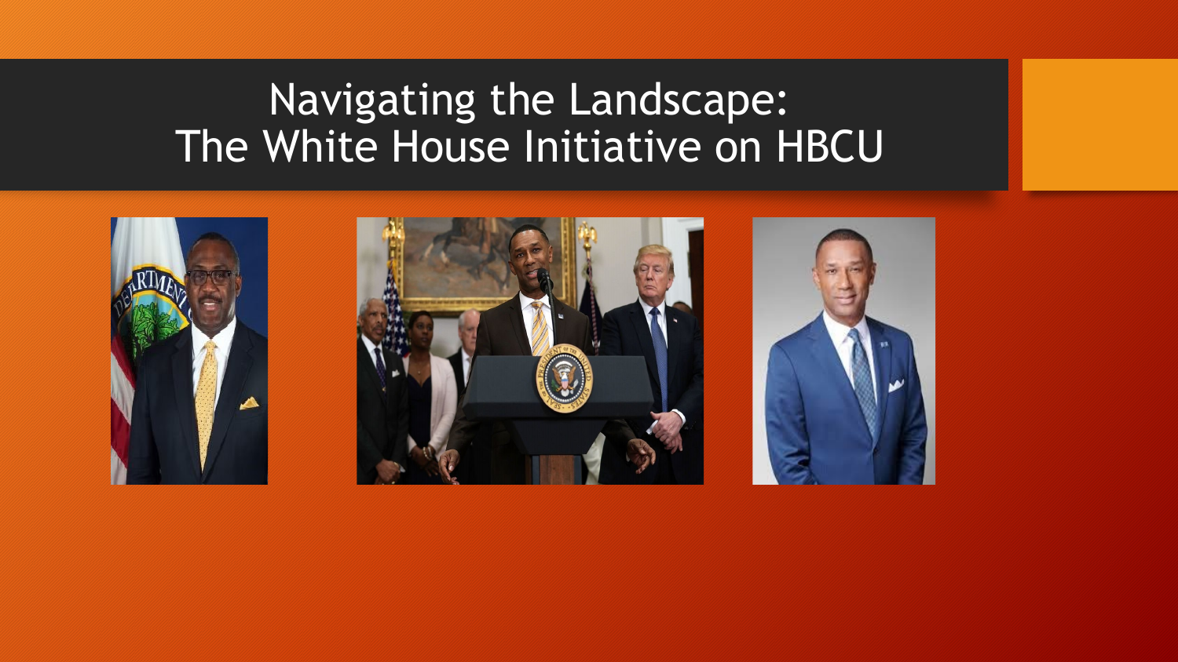# Navigating the Landscape: The White House Initiative on HBCU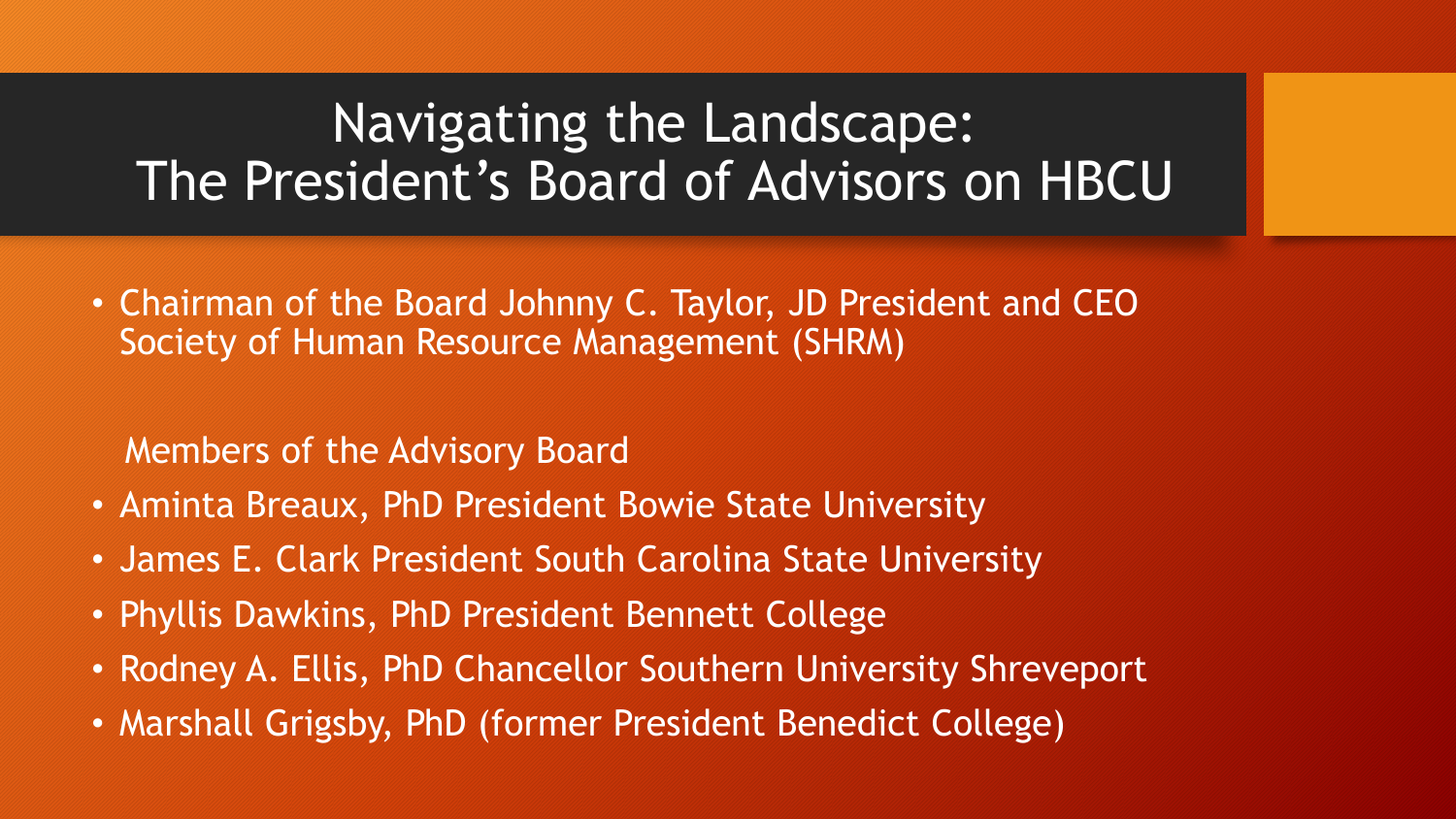# Navigating the Landscape: The President's Board of Advisors on HBCU

- Chairman of the Board Johnny C. Taylor, JD President and CEO Society of Human Resource Management (SHRM)

Members of the Advisory Board

- Aminta Breaux, PhD President Bowie State University
- James E. Clark President South Carolina State University
- Phyllis Dawkins, PhD President Bennett College
- Rodney A. Ellis, PhD Chancellor Southern University Shreveport
- Marshall Grigsby, PhD (former President Benedict College)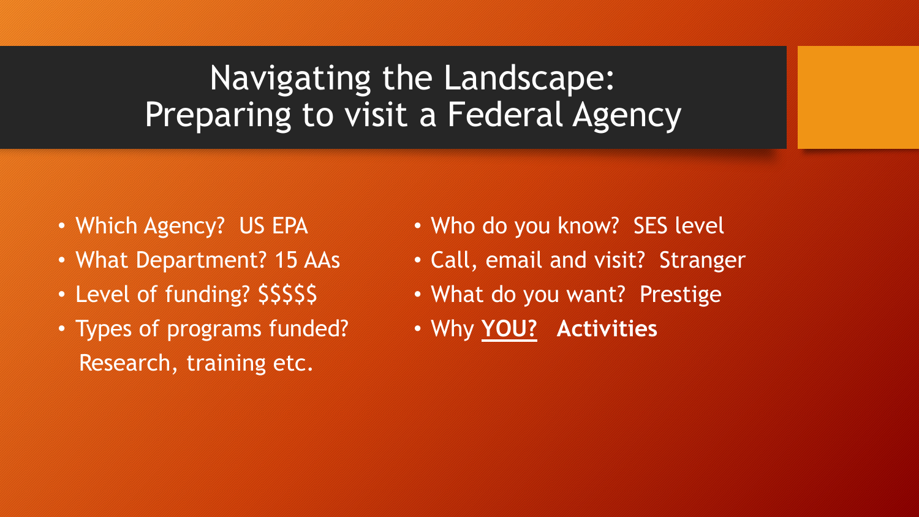# Navigating the Landscape: Preparing to visit a Federal Agency

- Which Agency? US EPA
- What Department? 15 AAs
- Level of funding? $$$$$
- Types of programs funded? Research, training etc.
- Who do you know? SES level
- Call, email and visit? Stranger
- What do you want? Prestige
- Why **YOU?** **Activities**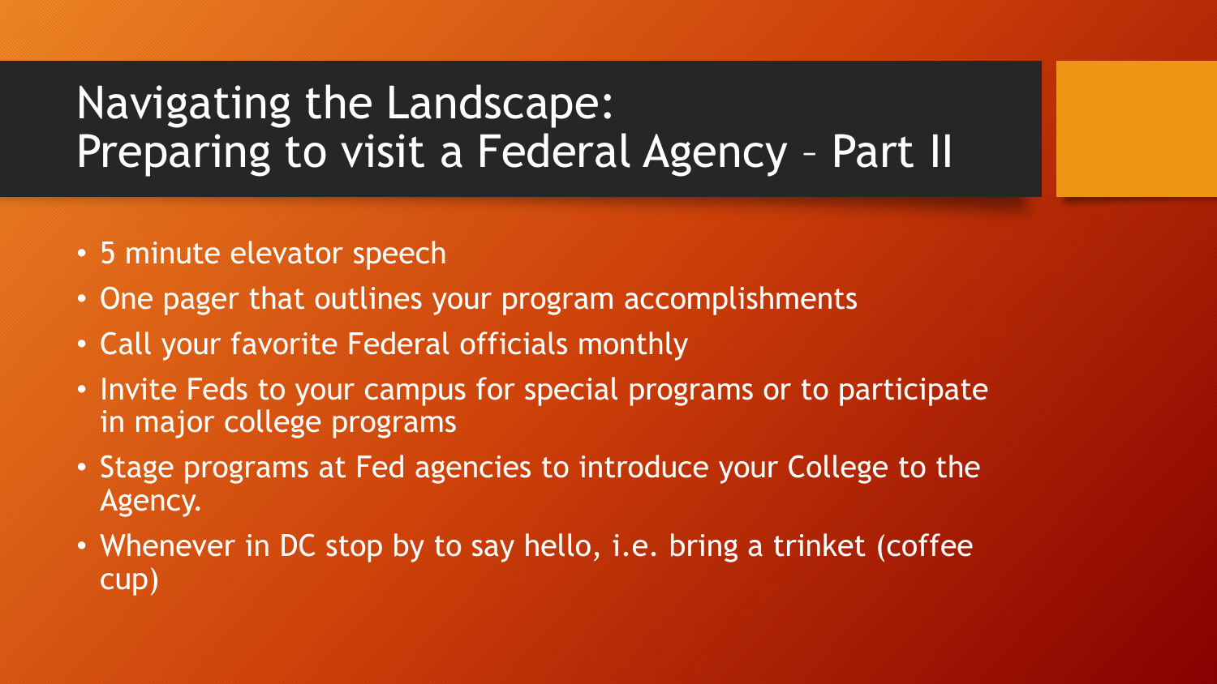# Navigating the Landscape: Preparing to visit a Federal Agency – Part II

- 5 minute elevator speech
- One pager that outlines your program accomplishments
- Call your favorite Federal officials monthly
- Invite Feds to your campus for special programs or to participate in major college programs
- Stage programs at Fed agencies to introduce your College to the Agency.
- Whenever in DC stop by to say hello, i.e. bring a trinket (coffee cup)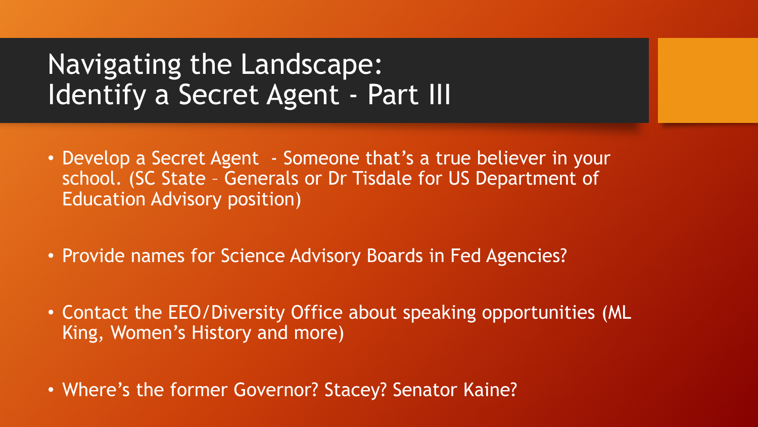# Navigating the Landscape: Identify a Secret Agent - Part III

- Develop a Secret Agent - Someone that's a true believer in your school. (SC State – Generals or Dr Tisdale for US Department of Education Advisory position)
- Provide names for Science Advisory Boards in Fed Agencies?
- Contact the EEO/Diversity Office about speaking opportunities (ML King, Women's History and more)
- Where's the former Governor? Stacey? Senator Kaine?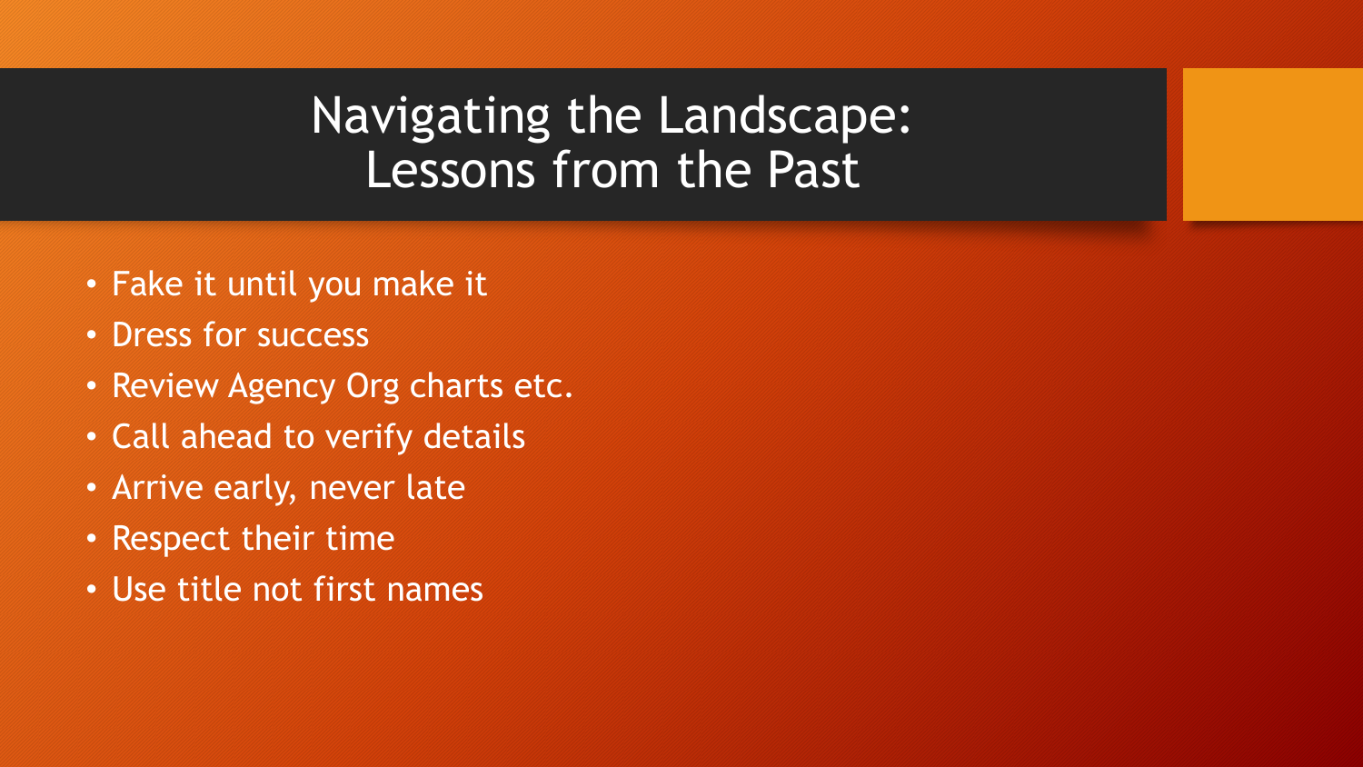# Navigating the Landscape: Lessons from the Past

- Fake it until you make it
- Dress for success
- Review Agency Org charts etc.
- Call ahead to verify details
- Arrive early, never late
- Respect their time
- Use title not first names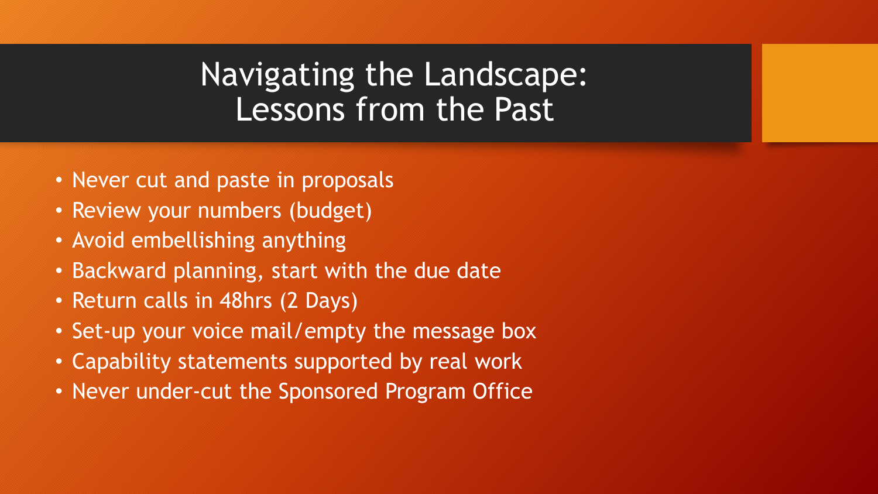# Navigating the Landscape: Lessons from the Past

- Never cut and paste in proposals
- Review your numbers (budget)
- Avoid embellishing anything
- Backward planning, start with the due date
- Return calls in 48hrs (2 Days)
- Set-up your voice mail/empty the message box
- Capability statements supported by real work
- Never under-cut the Sponsored Program Office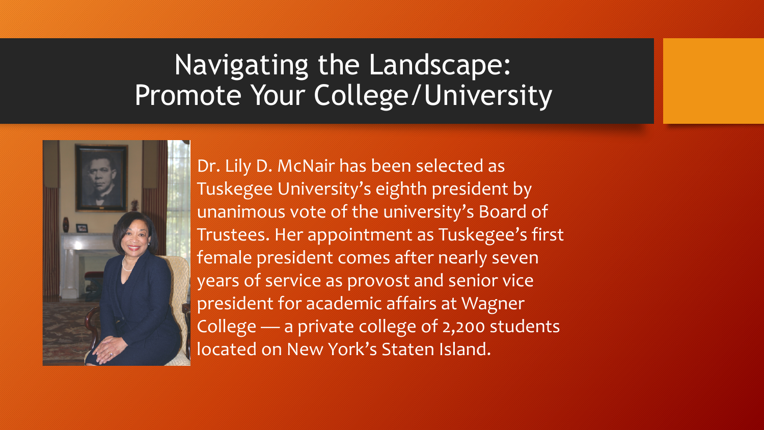# Navigating the Landscape: Promote Your College/University

Dr. Lily D. McNair has been selected as Tuskegee University's eighth president by unanimous vote of the university's Board of Trustees. Her appointment as Tuskegee's first female president comes after nearly seven years of service as provost and senior vice president for academic affairs at Wagner College — a private college of 2,200 students located on New York's Staten Island.